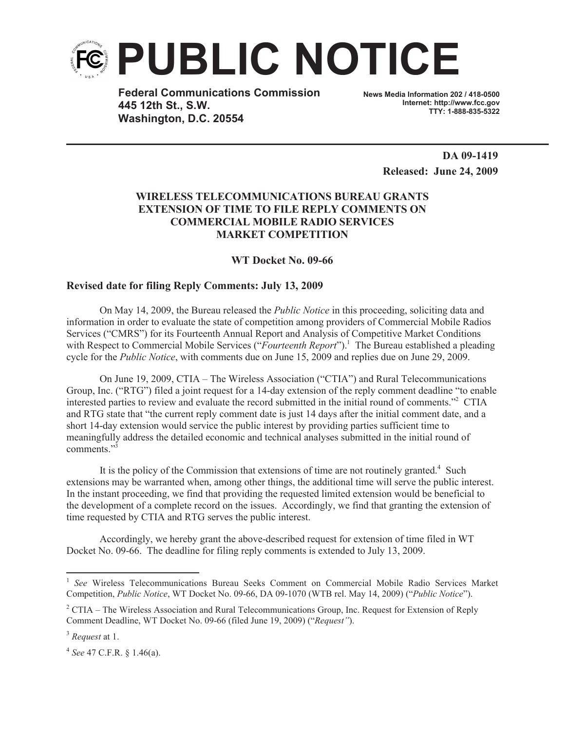# PUBLIC NOTICE

**Federal Communications Commission**
**445 12th St., S.W.**
**Washington, D.C. 20554**

**News Media Information 202 / 418-0500**
**Internet: http://www.fcc.gov**
**TTY: 1-888-835-5322**

**DA 09-1419**
**Released: June 24, 2009**

### WIRELESS TELECOMMUNICATIONS BUREAU GRANTS EXTENSION OF TIME TO FILE REPLY COMMENTS ON COMMERCIAL MOBILE RADIO SERVICES MARKET COMPETITION

**WT Docket No. 09-66**

**Revised date for filing Reply Comments: July 13, 2009**

On May 14, 2009, the Bureau released the *Public Notice* in this proceeding, soliciting data and information in order to evaluate the state of competition among providers of Commercial Mobile Radios Services ("CMRS") for its Fourteenth Annual Report and Analysis of Competitive Market Conditions with Respect to Commercial Mobile Services ("*Fourteenth Report*").[1] The Bureau established a pleading cycle for the *Public Notice*, with comments due on June 15, 2009 and replies due on June 29, 2009.

On June 19, 2009, CTIA – The Wireless Association ("CTIA") and Rural Telecommunications Group, Inc. ("RTG") filed a joint request for a 14-day extension of the reply comment deadline "to enable interested parties to review and evaluate the record submitted in the initial round of comments."[2] CTIA and RTG state that "the current reply comment date is just 14 days after the initial comment date, and a short 14-day extension would service the public interest by providing parties sufficient time to meaningfully address the detailed economic and technical analyses submitted in the initial round of comments."[3]

It is the policy of the Commission that extensions of time are not routinely granted.[4] Such extensions may be warranted when, among other things, the additional time will serve the public interest. In the instant proceeding, we find that providing the requested limited extension would be beneficial to the development of a complete record on the issues. Accordingly, we find that granting the extension of time requested by CTIA and RTG serves the public interest.

Accordingly, we hereby grant the above-described request for extension of time filed in WT Docket No. 09-66. The deadline for filing reply comments is extended to July 13, 2009.

---

[1] *See* Wireless Telecommunications Bureau Seeks Comment on Commercial Mobile Radio Services Market Competition, *Public Notice*, WT Docket No. 09-66, DA 09-1070 (WTB rel. May 14, 2009) ("*Public Notice*").

[2] CTIA – The Wireless Association and Rural Telecommunications Group, Inc. Request for Extension of Reply Comment Deadline, WT Docket No. 09-66 (filed June 19, 2009) ("*Request"*).

[3] *Request* at 1.

[4] *See* 47 C.F.R. § 1.46(a).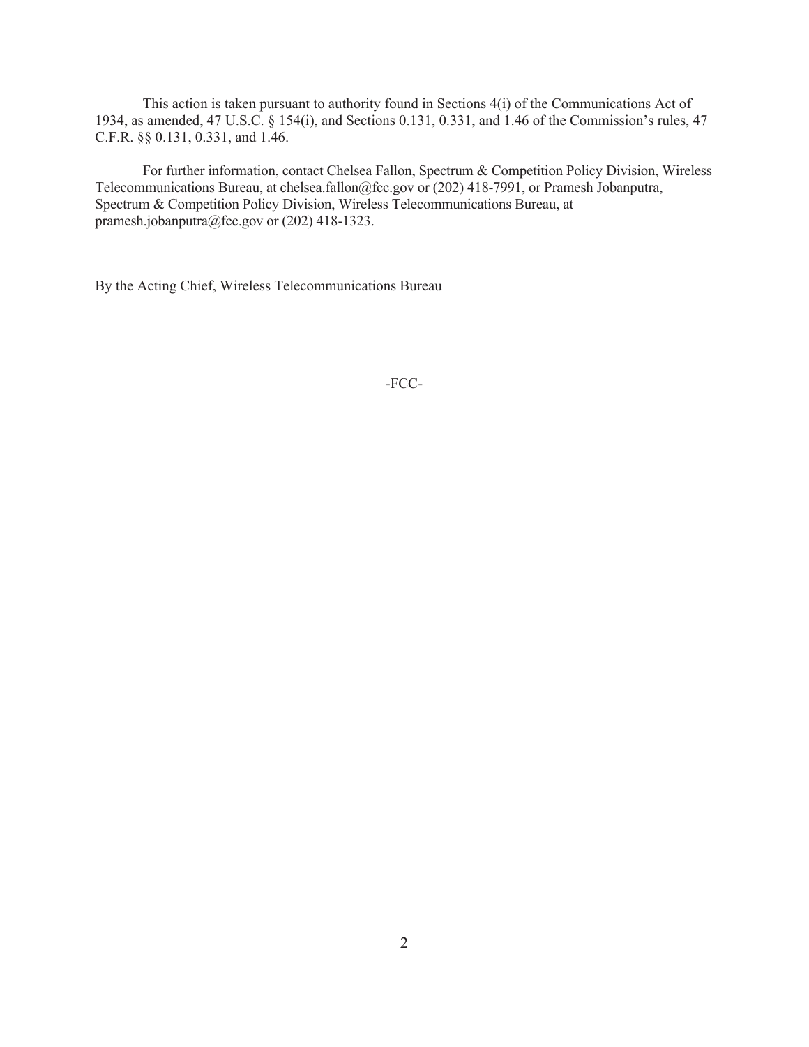This action is taken pursuant to authority found in Sections 4(i) of the Communications Act of 1934, as amended, 47 U.S.C. § 154(i), and Sections 0.131, 0.331, and 1.46 of the Commission's rules, 47 C.F.R. §§ 0.131, 0.331, and 1.46.

For further information, contact Chelsea Fallon, Spectrum & Competition Policy Division, Wireless Telecommunications Bureau, at chelsea.fallon@fcc.gov or (202) 418-7991, or Pramesh Jobanputra, Spectrum & Competition Policy Division, Wireless Telecommunications Bureau, at pramesh.jobanputra@fcc.gov or (202) 418-1323.

By the Acting Chief, Wireless Telecommunications Bureau

-FCC-